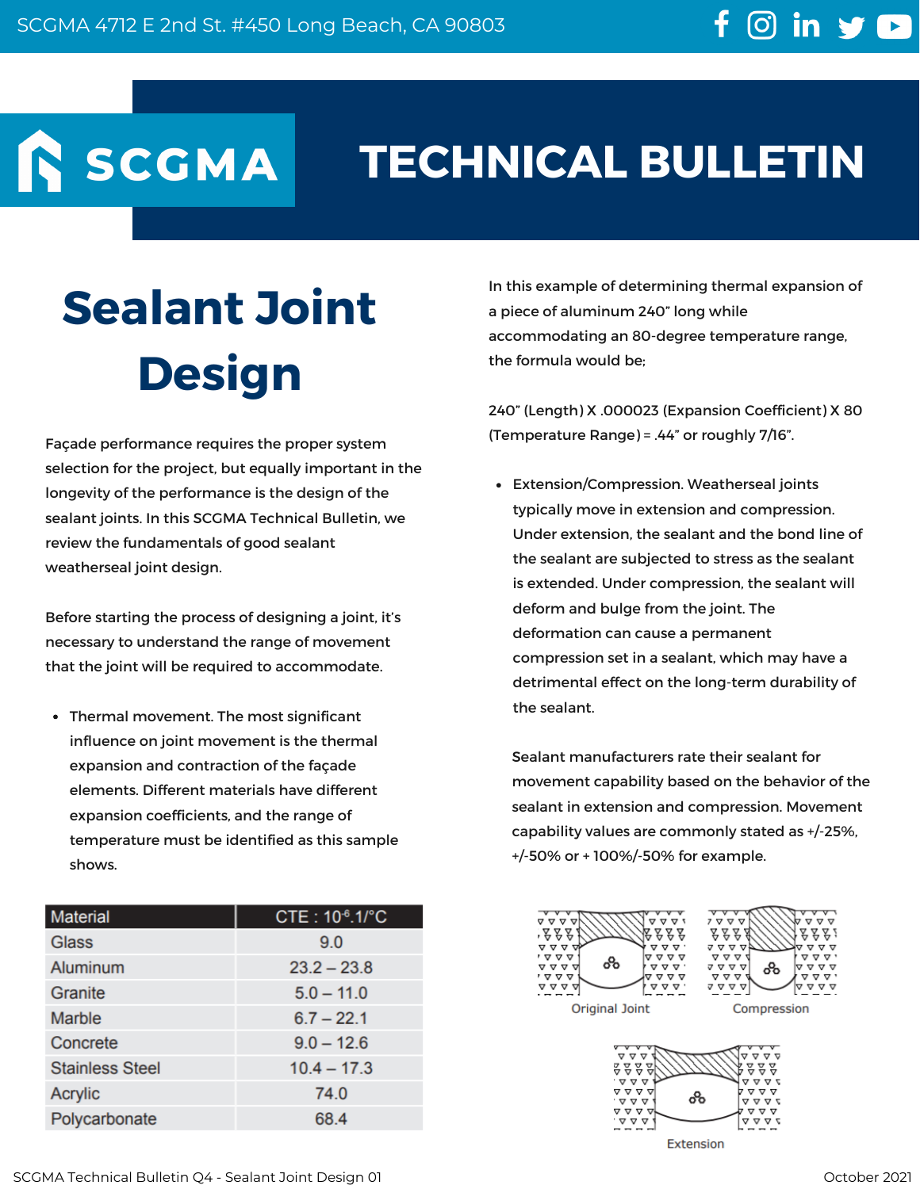# Technical Bulletin

## Sealant Joint Design

Façade performance requires the proper system selection for the project, but equally important in the longevity of the performance is the design of the sealant joints. In this SCGMA Technical Bulletin, we review the fundamentals of good sealant weatherseal joint design.

Before starting the process of designing a joint, it's necessary to understand the range of movement that the joint will be required to accommodate.

- Thermal movement. The most significant influence on joint movement is the thermal expansion and contraction of the façade elements. Different materials have different expansion coefficients, and the range of temperature must be identified as this sample shows.

| Material | CTE : $10^{-6}$.1/°C |
|---|---|
| Glass | 9.0 |
| Aluminum | 23.2 – 23.8 |
| Granite | 5.0 – 11.0 |
| Marble | 6.7 – 22.1 |
| Concrete | 9.0 – 12.6 |
| Stainless Steel | 10.4 – 17.3 |
| Acrylic | 74.0 |
| Polycarbonate | 68.4 |

In this example of determining thermal expansion of a piece of aluminum 240" long while accommodating an 80-degree temperature range, the formula would be;

240" (Length) X .000023 (Expansion Coefficient) X 80 (Temperature Range) = .44" or roughly 7/16".

- Extension/Compression. Weatherseal joints typically move in extension and compression. Under extension, the sealant and the bond line of the sealant are subjected to stress as the sealant is extended. Under compression, the sealant will deform and bulge from the joint. The deformation can cause a permanent compression set in a sealant, which may have a detrimental effect on the long-term durability of the sealant.

  Sealant manufacturers rate their sealant for movement capability based on the behavior of the sealant in extension and compression. Movement capability values are commonly stated as +/-25%, +/-50% or + 100%/-50% for example.

Original Joint

Compression

Extension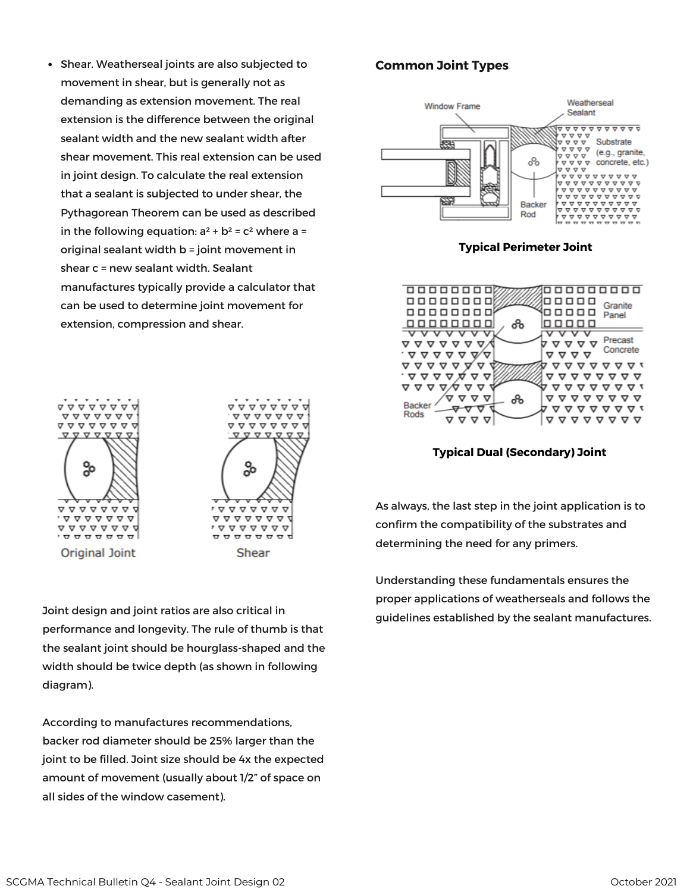- Shear. Weatherseal joints are also subjected to movement in shear, but is generally not as demanding as extension movement. The real extension is the difference between the original sealant width and the new sealant width after shear movement. This real extension can be used in joint design. To calculate the real extension that a sealant is subjected to under shear, the Pythagorean Theorem can be used as described in the following equation: $a^2 + b^2 = c^2$ where a = original sealant width b = joint movement in shear c = new sealant width. Sealant manufactures typically provide a calculator that can be used to determine joint movement for extension, compression and shear.

Original Joint

Shear

Joint design and joint ratios are also critical in performance and longevity. The rule of thumb is that the sealant joint should be hourglass-shaped and the width should be twice depth (as shown in following diagram).

According to manufactures recommendations, backer rod diameter should be 25% larger than the joint to be filled. Joint size should be 4x the expected amount of movement (usually about 1/2" of space on all sides of the window casement).

### Common Joint Types

Window Frame

Weatherseal Sealant

Substrate (e.g., granite, concrete, etc.)

Backer Rod

**Typical Perimeter Joint**

Granite Panel

Precast Concrete

Backer Rods

**Typical Dual (Secondary) Joint**

As always, the last step in the joint application is to confirm the compatibility of the substrates and determining the need for any primers.

Understanding these fundamentals ensures the proper applications of weatherseals and follows the guidelines established by the sealant manufactures.